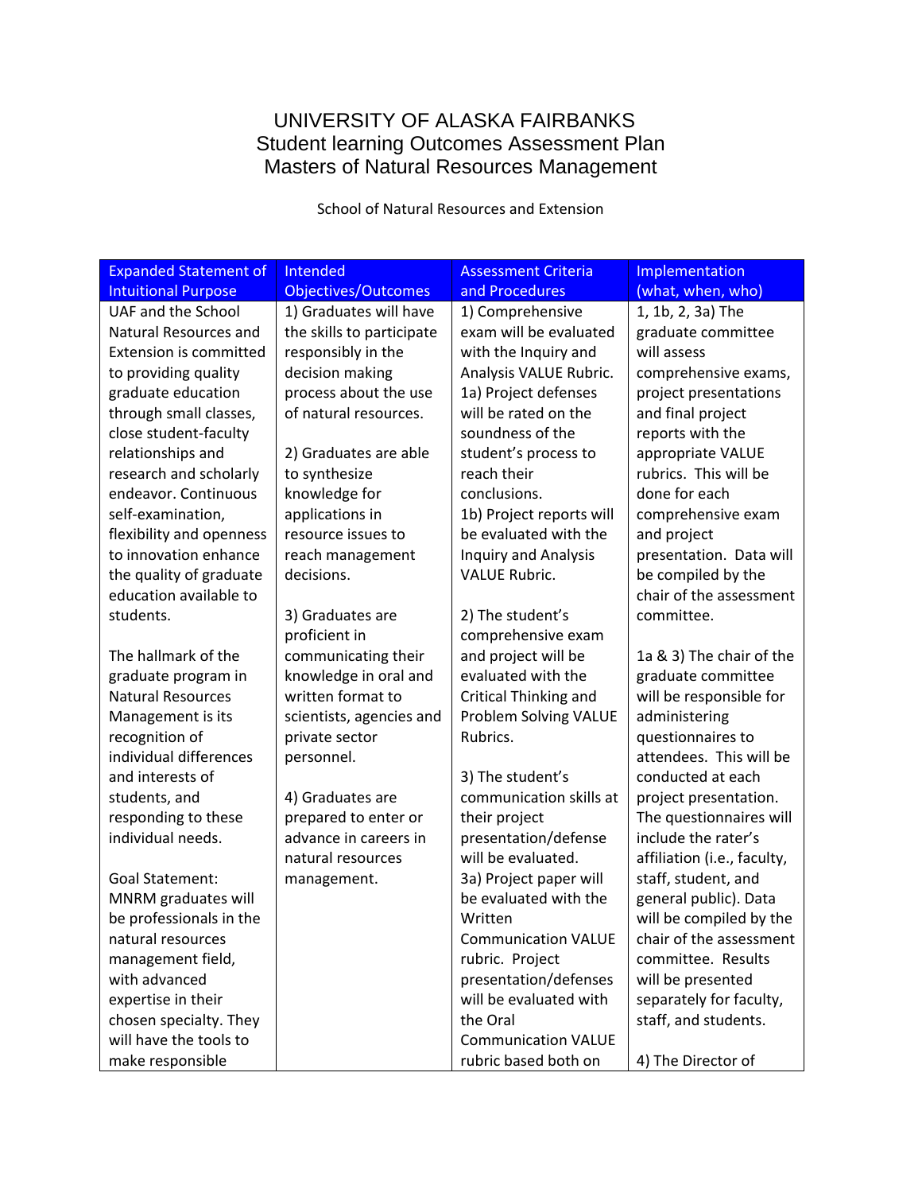# UNIVERSITY OF ALASKA FAIRBANKS
## Student learning Outcomes Assessment Plan
## Masters of Natural Resources Management

School of Natural Resources and Extension

| Expanded Statement of Intuitional Purpose | Intended Objectives/Outcomes | Assessment Criteria and Procedures | Implementation (what, when, who) |
|---|---|---|---|
| UAF and the School Natural Resources and Extension is committed to providing quality graduate education through small classes, close student-faculty relationships and research and scholarly endeavor. Continuous self-examination, flexibility and openness to innovation enhance the quality of graduate education available to students.<br><br>The hallmark of the graduate program in Natural Resources Management is its recognition of individual differences and interests of students, and responding to these individual needs.<br><br>Goal Statement: MNRM graduates will be professionals in the natural resources management field, with advanced expertise in their chosen specialty. They will have the tools to make responsible | 1) Graduates will have the skills to participate responsibly in the decision making process about the use of natural resources.<br><br>2) Graduates are able to synthesize knowledge for applications in resource issues to reach management decisions.<br><br>3) Graduates are proficient in communicating their knowledge in oral and written format to scientists, agencies and private sector personnel.<br><br>4) Graduates are prepared to enter or advance in careers in natural resources management. | 1) Comprehensive exam will be evaluated with the Inquiry and Analysis VALUE Rubric.<br>1a) Project defenses will be rated on the soundness of the student's process to reach their conclusions.<br>1b) Project reports will be evaluated with the Inquiry and Analysis VALUE Rubric.<br><br>2) The student's comprehensive exam and project will be evaluated with the Critical Thinking and Problem Solving VALUE Rubrics.<br><br>3) The student's communication skills at their project presentation/defense will be evaluated.<br>3a) Project paper will be evaluated with the Written Communication VALUE rubric. Project presentation/defenses will be evaluated with the Oral Communication VALUE rubric based both on | 1, 1b, 2, 3a) The graduate committee will assess comprehensive exams, project presentations and final project reports with the appropriate VALUE rubrics. This will be done for each comprehensive exam and project presentation. Data will be compiled by the chair of the assessment committee.<br><br>1a & 3) The chair of the graduate committee will be responsible for administering questionnaires to attendees. This will be conducted at each project presentation. The questionnaires will include the rater's affiliation (i.e., faculty, staff, student, and general public). Data will be compiled by the chair of the assessment committee. Results will be presented separately for faculty, staff, and students.<br><br>4) The Director of |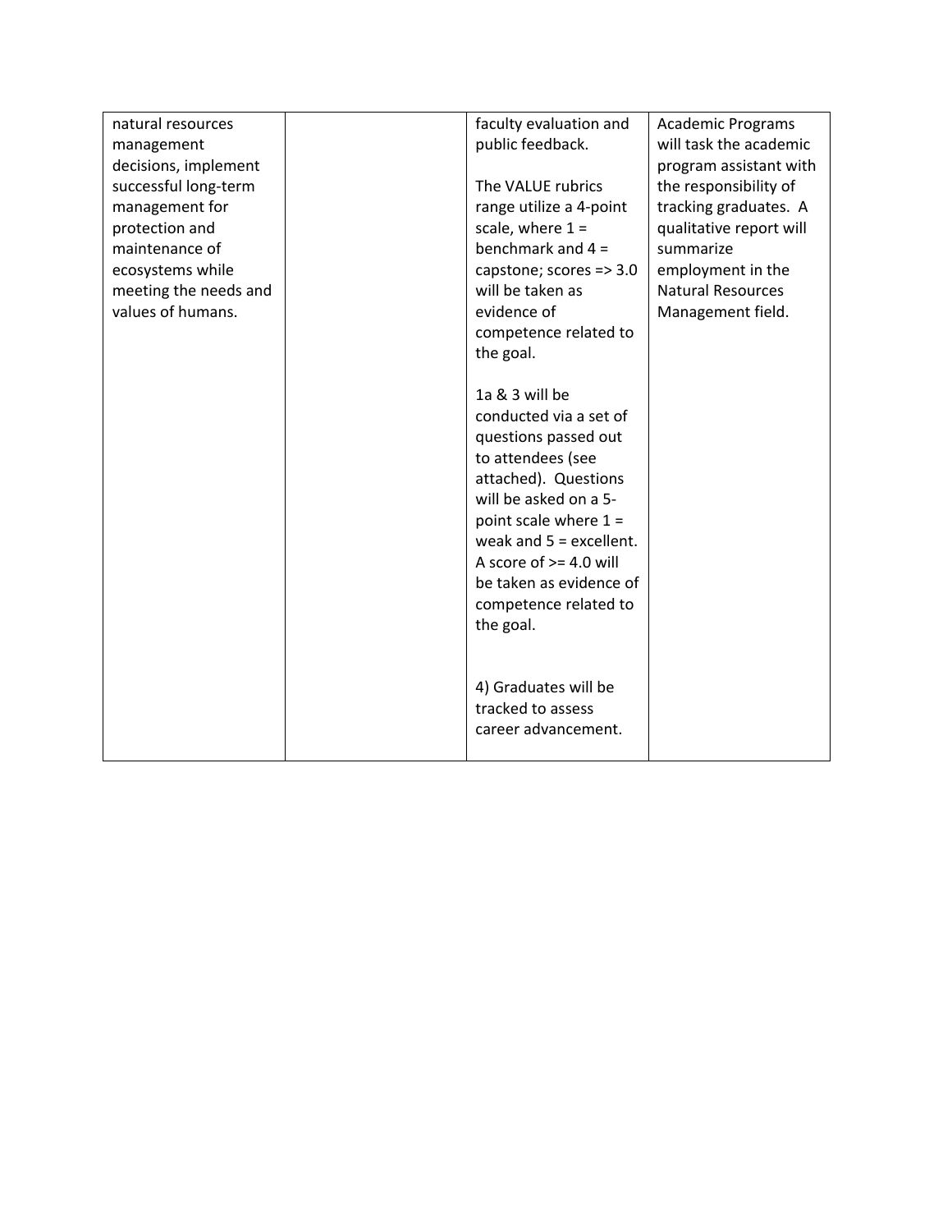| | | | |
|---|---|---|---|
| natural resources management decisions, implement successful long-term management for protection and maintenance of ecosystems while meeting the needs and values of humans. | | faculty evaluation and public feedback.<br><br>The VALUE rubrics range utilize a 4-point scale, where 1 = benchmark and 4 = capstone; scores => 3.0 will be taken as evidence of competence related to the goal.<br><br>1a & 3 will be conducted via a set of questions passed out to attendees (see attached). Questions will be asked on a 5-point scale where 1 = weak and 5 = excellent. A score of >= 4.0 will be taken as evidence of competence related to the goal.<br><br>4) Graduates will be tracked to assess career advancement. | Academic Programs will task the academic program assistant with the responsibility of tracking graduates. A qualitative report will summarize employment in the Natural Resources Management field. |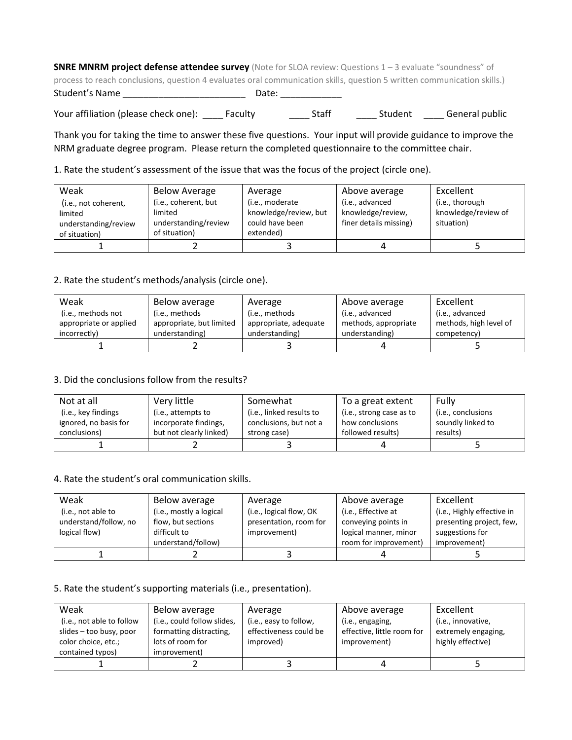**SNRE MNRM project defense attendee survey** (Note for SLOA review: Questions 1 – 3 evaluate "soundness" of process to reach conclusions, question 4 evaluates oral communication skills, question 5 written communication skills.)

Student's Name ________________________ Date: ____________

Your affiliation (please check one): ____ Faculty ____ Staff ____ Student ____ General public

Thank you for taking the time to answer these five questions. Your input will provide guidance to improve the NRM graduate degree program. Please return the completed questionnaire to the committee chair.

1. Rate the student's assessment of the issue that was the focus of the project (circle one).

| Weak (i.e., not coherent, limited understanding/review of situation) | Below Average (i.e., coherent, but limited understanding/review of situation) | Average (i.e., moderate knowledge/review, but could have been extended) | Above average (i.e., advanced knowledge/review, finer details missing) | Excellent (i.e., thorough knowledge/review of situation) |
|---|---|---|---|---|
| 1 | 2 | 3 | 4 | 5 |

2. Rate the student's methods/analysis (circle one).

| Weak (i.e., methods not appropriate or applied incorrectly) | Below average (i.e., methods appropriate, but limited understanding) | Average (i.e., methods appropriate, adequate understanding) | Above average (i.e., advanced methods, appropriate understanding) | Excellent (i.e., advanced methods, high level of competency) |
|---|---|---|---|---|
| 1 | 2 | 3 | 4 | 5 |

3. Did the conclusions follow from the results?

| Not at all (i.e., key findings ignored, no basis for conclusions) | Very little (i.e., attempts to incorporate findings, but not clearly linked) | Somewhat (i.e., linked results to conclusions, but not a strong case) | To a great extent (i.e., strong case as to how conclusions followed results) | Fully (i.e., conclusions soundly linked to results) |
|---|---|---|---|---|
| 1 | 2 | 3 | 4 | 5 |

4. Rate the student's oral communication skills.

| Weak (i.e., not able to understand/follow, no logical flow) | Below average (i.e., mostly a logical flow, but sections difficult to understand/follow) | Average (i.e., logical flow, OK presentation, room for improvement) | Above average (i.e., Effective at conveying points in logical manner, minor room for improvement) | Excellent (i.e., Highly effective in presenting project, few, suggestions for improvement) |
|---|---|---|---|---|
| 1 | 2 | 3 | 4 | 5 |

5. Rate the student's supporting materials (i.e., presentation).

| Weak (i.e., not able to follow slides – too busy, poor color choice, etc.; contained typos) | Below average (i.e., could follow slides, formatting distracting, lots of room for improvement) | Average (i.e., easy to follow, effectiveness could be improved) | Above average (i.e., engaging, effective, little room for improvement) | Excellent (i.e., innovative, extremely engaging, highly effective) |
|---|---|---|---|---|
| 1 | 2 | 3 | 4 | 5 |